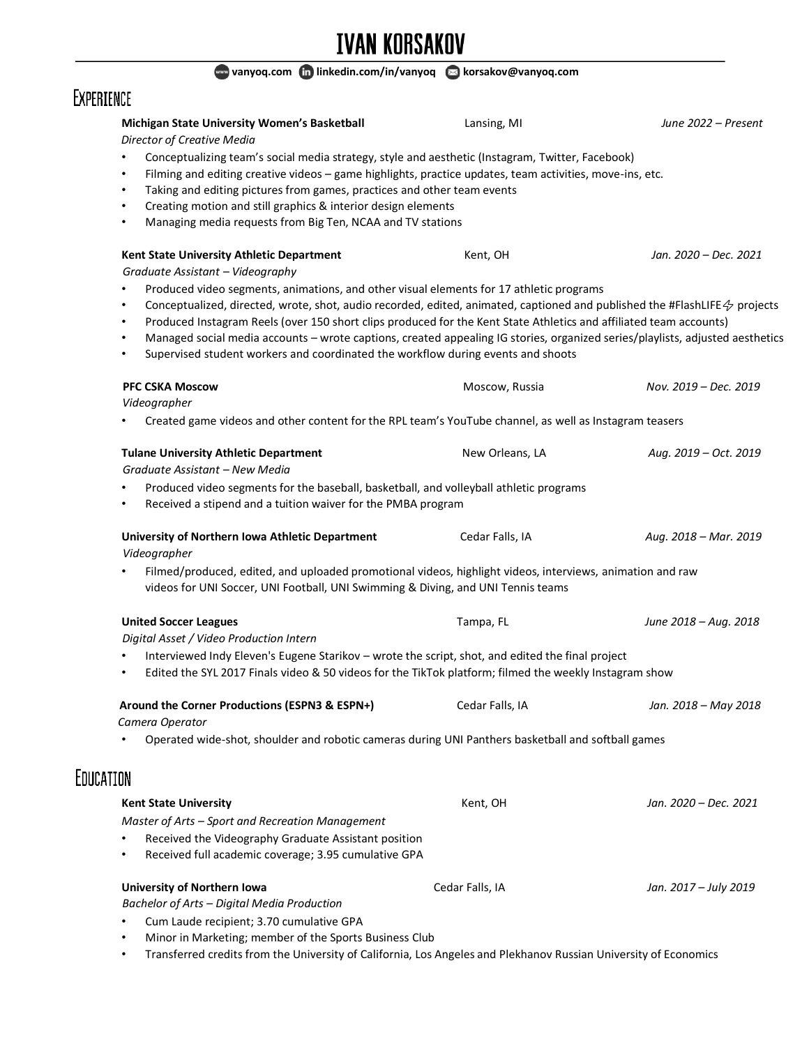# IVAN KORSAKOV

vanyoq.com linkedin.com/in/vanyoq korsakov@vanyoq.com

## Experience

**Michigan State University Women's Basketball** — Lansing, MI — *June 2022 – Present*
*Director of Creative Media*

- Conceptualizing team's social media strategy, style and aesthetic (Instagram, Twitter, Facebook)
- Filming and editing creative videos – game highlights, practice updates, team activities, move-ins, etc.
- Taking and editing pictures from games, practices and other team events
- Creating motion and still graphics & interior design elements
- Managing media requests from Big Ten, NCAA and TV stations

**Kent State University Athletic Department** — Kent, OH — *Jan. 2020 – Dec. 2021*
*Graduate Assistant – Videography*

- Produced video segments, animations, and other visual elements for 17 athletic programs
- Conceptualized, directed, wrote, shot, audio recorded, edited, animated, captioned and published the #FlashLIFE⚡ projects
- Produced Instagram Reels (over 150 short clips produced for the Kent State Athletics and affiliated team accounts)
- Managed social media accounts – wrote captions, created appealing IG stories, organized series/playlists, adjusted aesthetics
- Supervised student workers and coordinated the workflow during events and shoots

**PFC CSKA Moscow** — Moscow, Russia — *Nov. 2019 – Dec. 2019*
*Videographer*

- Created game videos and other content for the RPL team's YouTube channel, as well as Instagram teasers

**Tulane University Athletic Department** — New Orleans, LA — *Aug. 2019 – Oct. 2019*
*Graduate Assistant – New Media*

- Produced video segments for the baseball, basketball, and volleyball athletic programs
- Received a stipend and a tuition waiver for the PMBA program

**University of Northern Iowa Athletic Department** — Cedar Falls, IA — *Aug. 2018 – Mar. 2019*
*Videographer*

- Filmed/produced, edited, and uploaded promotional videos, highlight videos, interviews, animation and raw videos for UNI Soccer, UNI Football, UNI Swimming & Diving, and UNI Tennis teams

**United Soccer Leagues** — Tampa, FL — *June 2018 – Aug. 2018*
*Digital Asset / Video Production Intern*

- Interviewed Indy Eleven's Eugene Starikov – wrote the script, shot, and edited the final project
- Edited the SYL 2017 Finals video & 50 videos for the TikTok platform; filmed the weekly Instagram show

**Around the Corner Productions (ESPN3 & ESPN+)** — Cedar Falls, IA — *Jan. 2018 – May 2018*
*Camera Operator*

- Operated wide-shot, shoulder and robotic cameras during UNI Panthers basketball and softball games

## Education

**Kent State University** — Kent, OH — *Jan. 2020 – Dec. 2021*
*Master of Arts – Sport and Recreation Management*

- Received the Videography Graduate Assistant position
- Received full academic coverage; 3.95 cumulative GPA

**University of Northern Iowa** — Cedar Falls, IA — *Jan. 2017 – July 2019*
*Bachelor of Arts – Digital Media Production*

- Cum Laude recipient; 3.70 cumulative GPA
- Minor in Marketing; member of the Sports Business Club
- Transferred credits from the University of California, Los Angeles and Plekhanov Russian University of Economics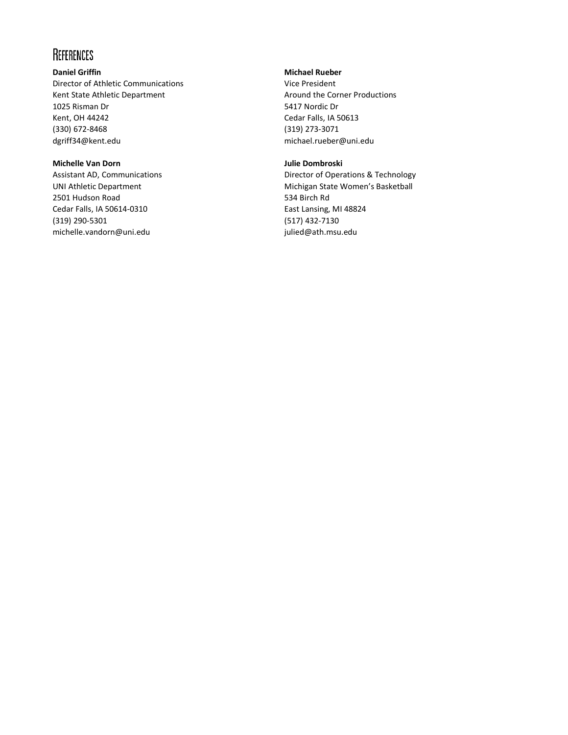# References

**Daniel Griffin**
Director of Athletic Communications
Kent State Athletic Department
1025 Risman Dr
Kent, OH 44242
(330) 672-8468
dgriff34@kent.edu

**Michelle Van Dorn**
Assistant AD, Communications
UNI Athletic Department
2501 Hudson Road
Cedar Falls, IA 50614-0310
(319) 290-5301
michelle.vandorn@uni.edu

**Michael Rueber**
Vice President
Around the Corner Productions
5417 Nordic Dr
Cedar Falls, IA 50613
(319) 273-3071
michael.rueber@uni.edu

**Julie Dombroski**
Director of Operations & Technology
Michigan State Women's Basketball
534 Birch Rd
East Lansing, MI 48824
(517) 432-7130
julied@ath.msu.edu